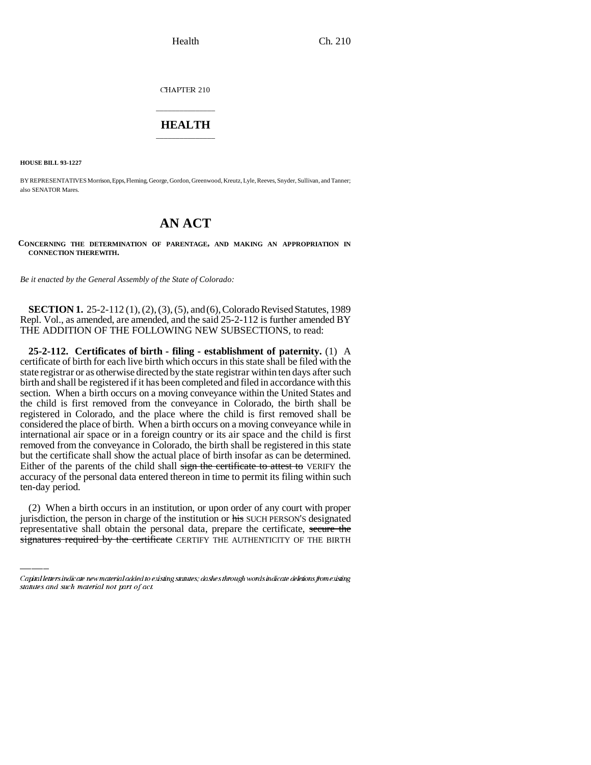CHAPTER 210

# HEALTH

**HOUSE BILL 93-1227**

BY REPRESENTATIVES Morrison, Epps, Fleming, George, Gordon, Greenwood, Kreutz, Lyle, Reeves, Snyder, Sullivan, and Tanner; also SENATOR Mares.

# AN ACT

**CONCERNING THE DETERMINATION OF PARENTAGE, AND MAKING AN APPROPRIATION IN CONNECTION THEREWITH.**

*Be it enacted by the General Assembly of the State of Colorado:*

**SECTION 1.** 25-2-112 (1), (2), (3), (5), and (6), Colorado Revised Statutes, 1989 Repl. Vol., as amended, are amended, and the said 25-2-112 is further amended BY THE ADDITION OF THE FOLLOWING NEW SUBSECTIONS, to read:

**25-2-112. Certificates of birth - filing - establishment of paternity.** (1) A certificate of birth for each live birth which occurs in this state shall be filed with the state registrar or as otherwise directed by the state registrar within ten days after such birth and shall be registered if it has been completed and filed in accordance with this section. When a birth occurs on a moving conveyance within the United States and the child is first removed from the conveyance in Colorado, the birth shall be registered in Colorado, and the place where the child is first removed shall be considered the place of birth. When a birth occurs on a moving conveyance while in international air space or in a foreign country or its air space and the child is first removed from the conveyance in Colorado, the birth shall be registered in this state but the certificate shall show the actual place of birth insofar as can be determined. Either of the parents of the child shall ~~sign the certificate to attest to~~ VERIFY the accuracy of the personal data entered thereon in time to permit its filing within such ten-day period.

(2) When a birth occurs in an institution, or upon order of any court with proper jurisdiction, the person in charge of the institution or ~~his~~ SUCH PERSON'S designated representative shall obtain the personal data, prepare the certificate, ~~secure the signatures required by the certificate~~ CERTIFY THE AUTHENTICITY OF THE BIRTH

Capital letters indicate new material added to existing statutes; dashes through words indicate deletions from existing statutes and such material not part of act.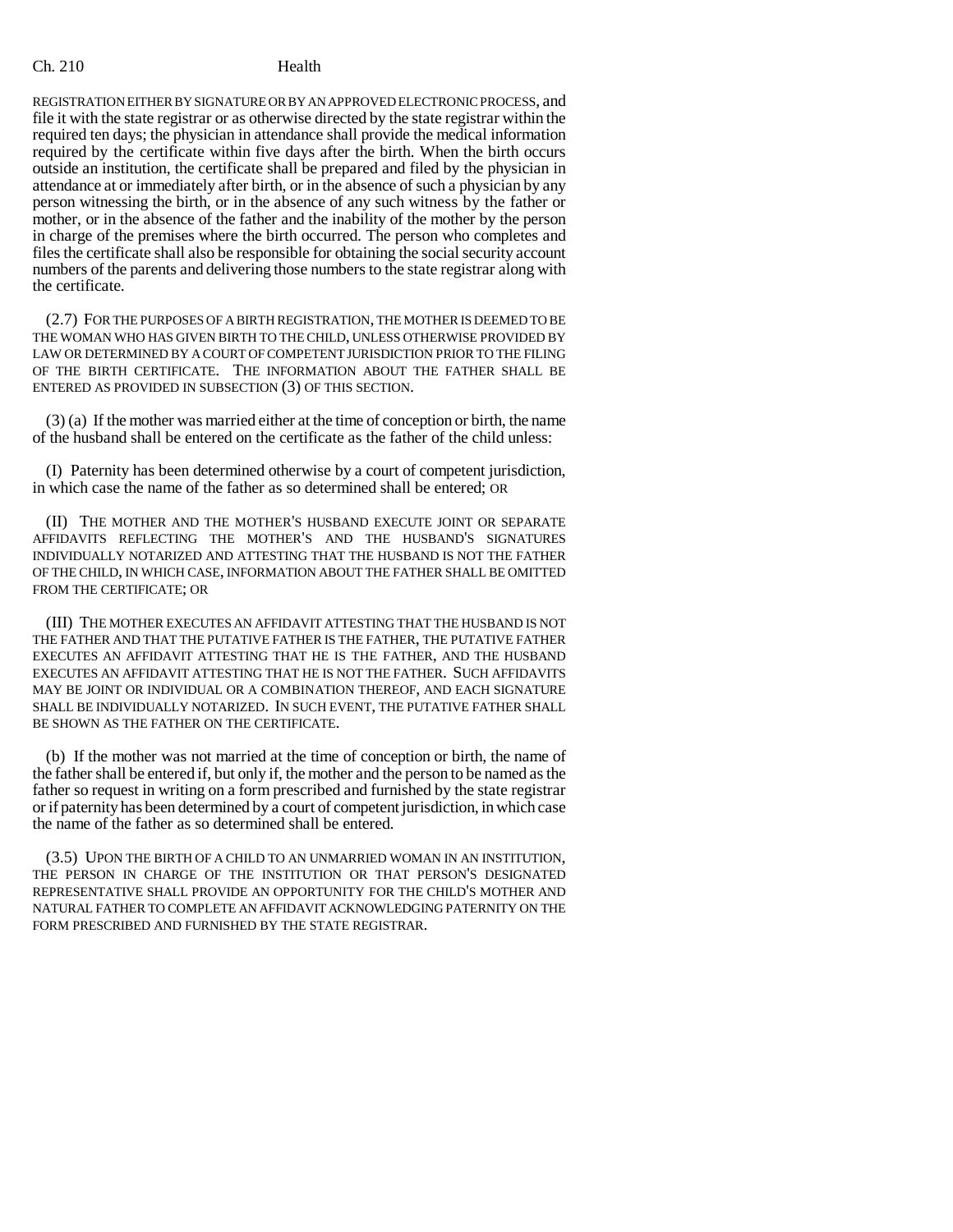REGISTRATION EITHER BY SIGNATURE OR BY AN APPROVED ELECTRONIC PROCESS, and file it with the state registrar or as otherwise directed by the state registrar within the required ten days; the physician in attendance shall provide the medical information required by the certificate within five days after the birth. When the birth occurs outside an institution, the certificate shall be prepared and filed by the physician in attendance at or immediately after birth, or in the absence of such a physician by any person witnessing the birth, or in the absence of any such witness by the father or mother, or in the absence of the father and the inability of the mother by the person in charge of the premises where the birth occurred. The person who completes and files the certificate shall also be responsible for obtaining the social security account numbers of the parents and delivering those numbers to the state registrar along with the certificate.

(2.7) FOR THE PURPOSES OF A BIRTH REGISTRATION, THE MOTHER IS DEEMED TO BE THE WOMAN WHO HAS GIVEN BIRTH TO THE CHILD, UNLESS OTHERWISE PROVIDED BY LAW OR DETERMINED BY A COURT OF COMPETENT JURISDICTION PRIOR TO THE FILING OF THE BIRTH CERTIFICATE. THE INFORMATION ABOUT THE FATHER SHALL BE ENTERED AS PROVIDED IN SUBSECTION (3) OF THIS SECTION.

(3) (a) If the mother was married either at the time of conception or birth, the name of the husband shall be entered on the certificate as the father of the child unless:

(I) Paternity has been determined otherwise by a court of competent jurisdiction, in which case the name of the father as so determined shall be entered; OR

(II) THE MOTHER AND THE MOTHER'S HUSBAND EXECUTE JOINT OR SEPARATE AFFIDAVITS REFLECTING THE MOTHER'S AND THE HUSBAND'S SIGNATURES INDIVIDUALLY NOTARIZED AND ATTESTING THAT THE HUSBAND IS NOT THE FATHER OF THE CHILD, IN WHICH CASE, INFORMATION ABOUT THE FATHER SHALL BE OMITTED FROM THE CERTIFICATE; OR

(III) THE MOTHER EXECUTES AN AFFIDAVIT ATTESTING THAT THE HUSBAND IS NOT THE FATHER AND THAT THE PUTATIVE FATHER IS THE FATHER, THE PUTATIVE FATHER EXECUTES AN AFFIDAVIT ATTESTING THAT HE IS THE FATHER, AND THE HUSBAND EXECUTES AN AFFIDAVIT ATTESTING THAT HE IS NOT THE FATHER. SUCH AFFIDAVITS MAY BE JOINT OR INDIVIDUAL OR A COMBINATION THEREOF, AND EACH SIGNATURE SHALL BE INDIVIDUALLY NOTARIZED. IN SUCH EVENT, THE PUTATIVE FATHER SHALL BE SHOWN AS THE FATHER ON THE CERTIFICATE.

(b) If the mother was not married at the time of conception or birth, the name of the father shall be entered if, but only if, the mother and the person to be named as the father so request in writing on a form prescribed and furnished by the state registrar or if paternity has been determined by a court of competent jurisdiction, in which case the name of the father as so determined shall be entered.

(3.5) UPON THE BIRTH OF A CHILD TO AN UNMARRIED WOMAN IN AN INSTITUTION, THE PERSON IN CHARGE OF THE INSTITUTION OR THAT PERSON'S DESIGNATED REPRESENTATIVE SHALL PROVIDE AN OPPORTUNITY FOR THE CHILD'S MOTHER AND NATURAL FATHER TO COMPLETE AN AFFIDAVIT ACKNOWLEDGING PATERNITY ON THE FORM PRESCRIBED AND FURNISHED BY THE STATE REGISTRAR.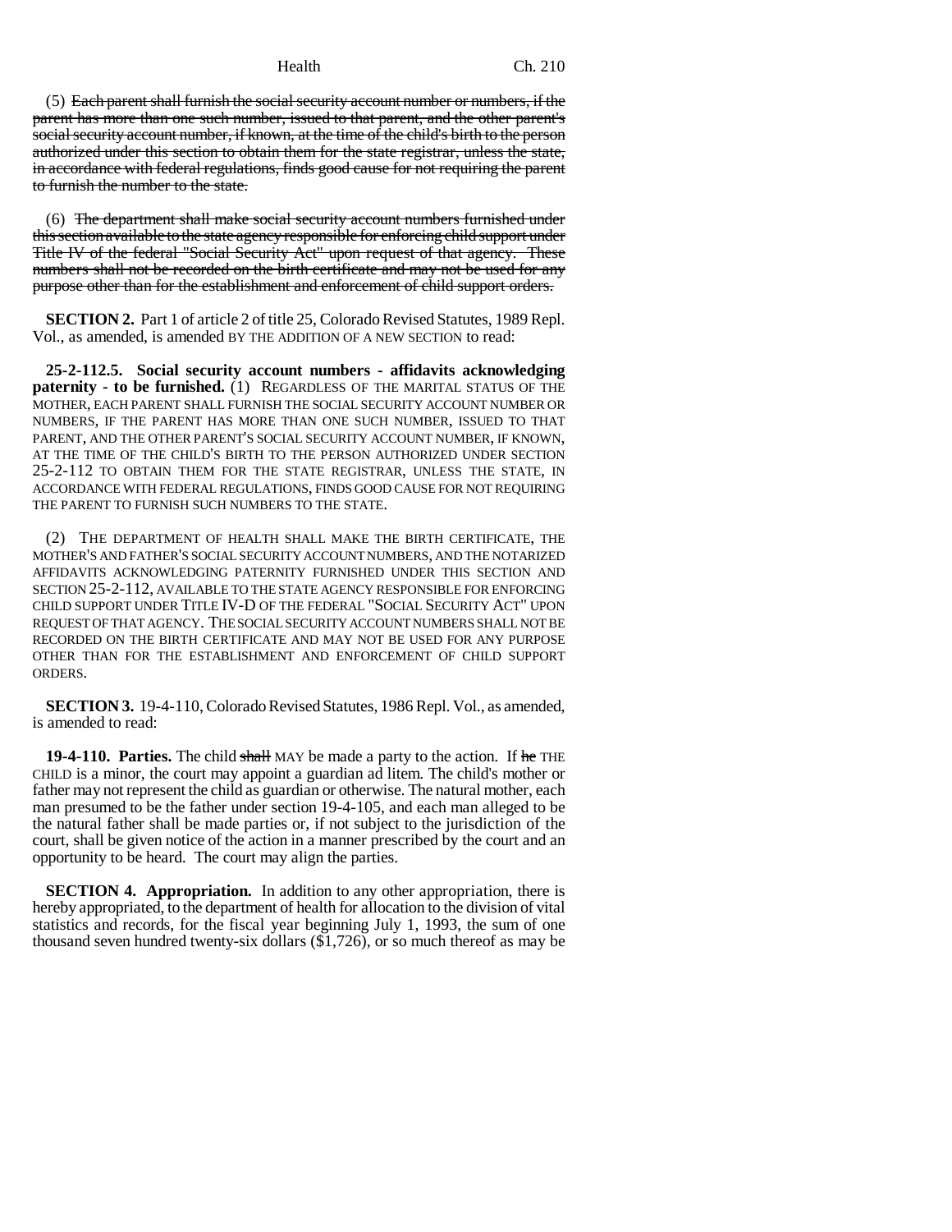(5) ~~Each parent shall furnish the social security account number or numbers, if the parent has more than one such number, issued to that parent, and the other parent's social security account number, if known, at the time of the child's birth to the person authorized under this section to obtain them for the state registrar, unless the state, in accordance with federal regulations, finds good cause for not requiring the parent to furnish the number to the state.~~

(6) ~~The department shall make social security account numbers furnished under this section available to the state agency responsible for enforcing child support under Title IV of the federal "Social Security Act" upon request of that agency. These numbers shall not be recorded on the birth certificate and may not be used for any purpose other than for the establishment and enforcement of child support orders.~~

**SECTION 2.** Part 1 of article 2 of title 25, Colorado Revised Statutes, 1989 Repl. Vol., as amended, is amended BY THE ADDITION OF A NEW SECTION to read:

**25-2-112.5. Social security account numbers - affidavits acknowledging paternity - to be furnished.** (1) REGARDLESS OF THE MARITAL STATUS OF THE MOTHER, EACH PARENT SHALL FURNISH THE SOCIAL SECURITY ACCOUNT NUMBER OR NUMBERS, IF THE PARENT HAS MORE THAN ONE SUCH NUMBER, ISSUED TO THAT PARENT, AND THE OTHER PARENT'S SOCIAL SECURITY ACCOUNT NUMBER, IF KNOWN, AT THE TIME OF THE CHILD'S BIRTH TO THE PERSON AUTHORIZED UNDER SECTION 25-2-112 TO OBTAIN THEM FOR THE STATE REGISTRAR, UNLESS THE STATE, IN ACCORDANCE WITH FEDERAL REGULATIONS, FINDS GOOD CAUSE FOR NOT REQUIRING THE PARENT TO FURNISH SUCH NUMBERS TO THE STATE.

(2) THE DEPARTMENT OF HEALTH SHALL MAKE THE BIRTH CERTIFICATE, THE MOTHER'S AND FATHER'S SOCIAL SECURITY ACCOUNT NUMBERS, AND THE NOTARIZED AFFIDAVITS ACKNOWLEDGING PATERNITY FURNISHED UNDER THIS SECTION AND SECTION 25-2-112, AVAILABLE TO THE STATE AGENCY RESPONSIBLE FOR ENFORCING CHILD SUPPORT UNDER TITLE IV-D OF THE FEDERAL "SOCIAL SECURITY ACT" UPON REQUEST OF THAT AGENCY. THE SOCIAL SECURITY ACCOUNT NUMBERS SHALL NOT BE RECORDED ON THE BIRTH CERTIFICATE AND MAY NOT BE USED FOR ANY PURPOSE OTHER THAN FOR THE ESTABLISHMENT AND ENFORCEMENT OF CHILD SUPPORT ORDERS.

**SECTION 3.** 19-4-110, Colorado Revised Statutes, 1986 Repl. Vol., as amended, is amended to read:

**19-4-110. Parties.** The child ~~shall~~ MAY be made a party to the action. If ~~he~~ THE CHILD is a minor, the court may appoint a guardian ad litem. The child's mother or father may not represent the child as guardian or otherwise. The natural mother, each man presumed to be the father under section 19-4-105, and each man alleged to be the natural father shall be made parties or, if not subject to the jurisdiction of the court, shall be given notice of the action in a manner prescribed by the court and an opportunity to be heard. The court may align the parties.

**SECTION 4. Appropriation.** In addition to any other appropriation, there is hereby appropriated, to the department of health for allocation to the division of vital statistics and records, for the fiscal year beginning July 1, 1993, the sum of one thousand seven hundred twenty-six dollars ($1,726), or so much thereof as may be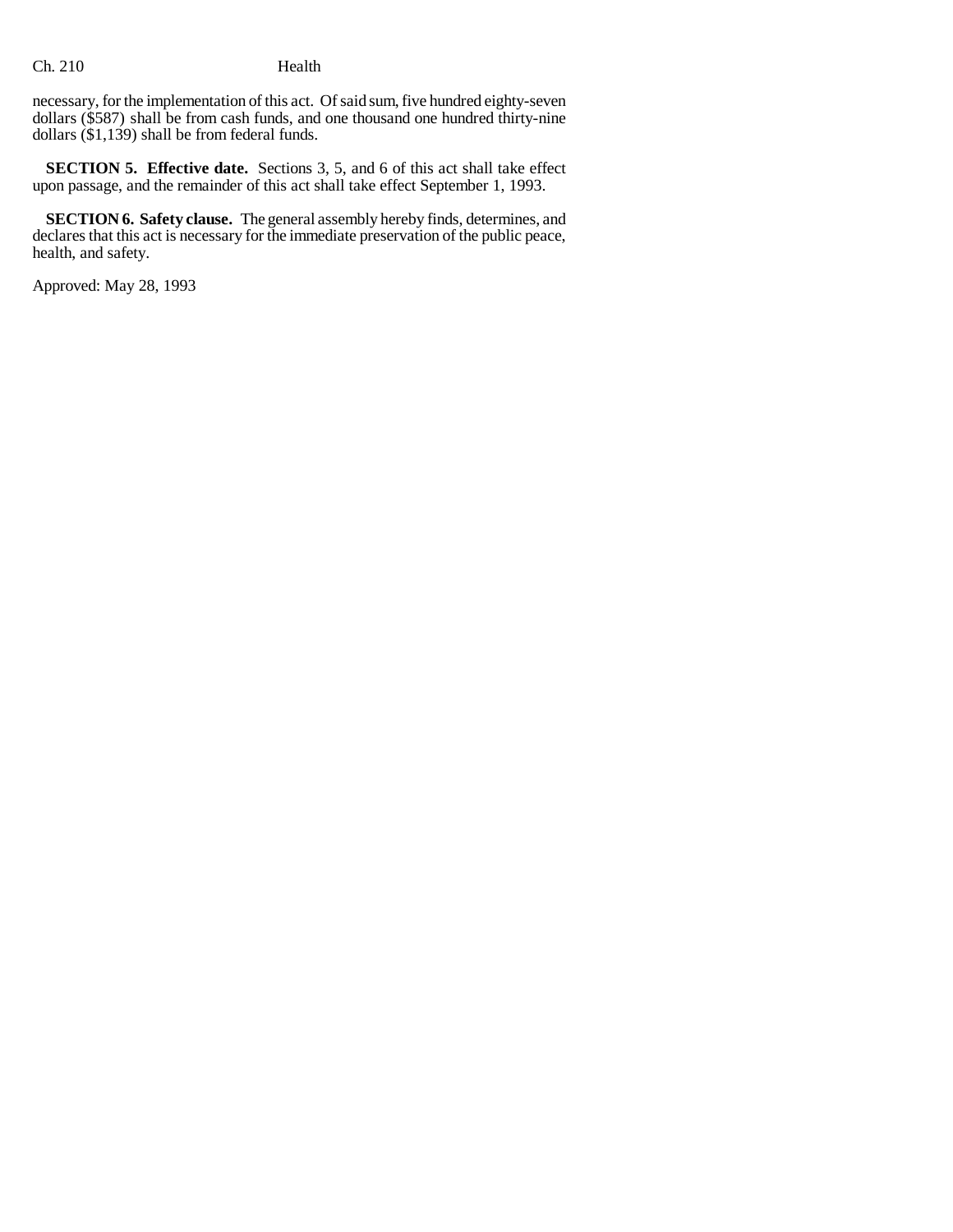necessary, for the implementation of this act. Of said sum, five hundred eighty-seven dollars ($587) shall be from cash funds, and one thousand one hundred thirty-nine dollars ($1,139) shall be from federal funds.

**SECTION 5. Effective date.** Sections 3, 5, and 6 of this act shall take effect upon passage, and the remainder of this act shall take effect September 1, 1993.

**SECTION 6. Safety clause.** The general assembly hereby finds, determines, and declares that this act is necessary for the immediate preservation of the public peace, health, and safety.

Approved: May 28, 1993